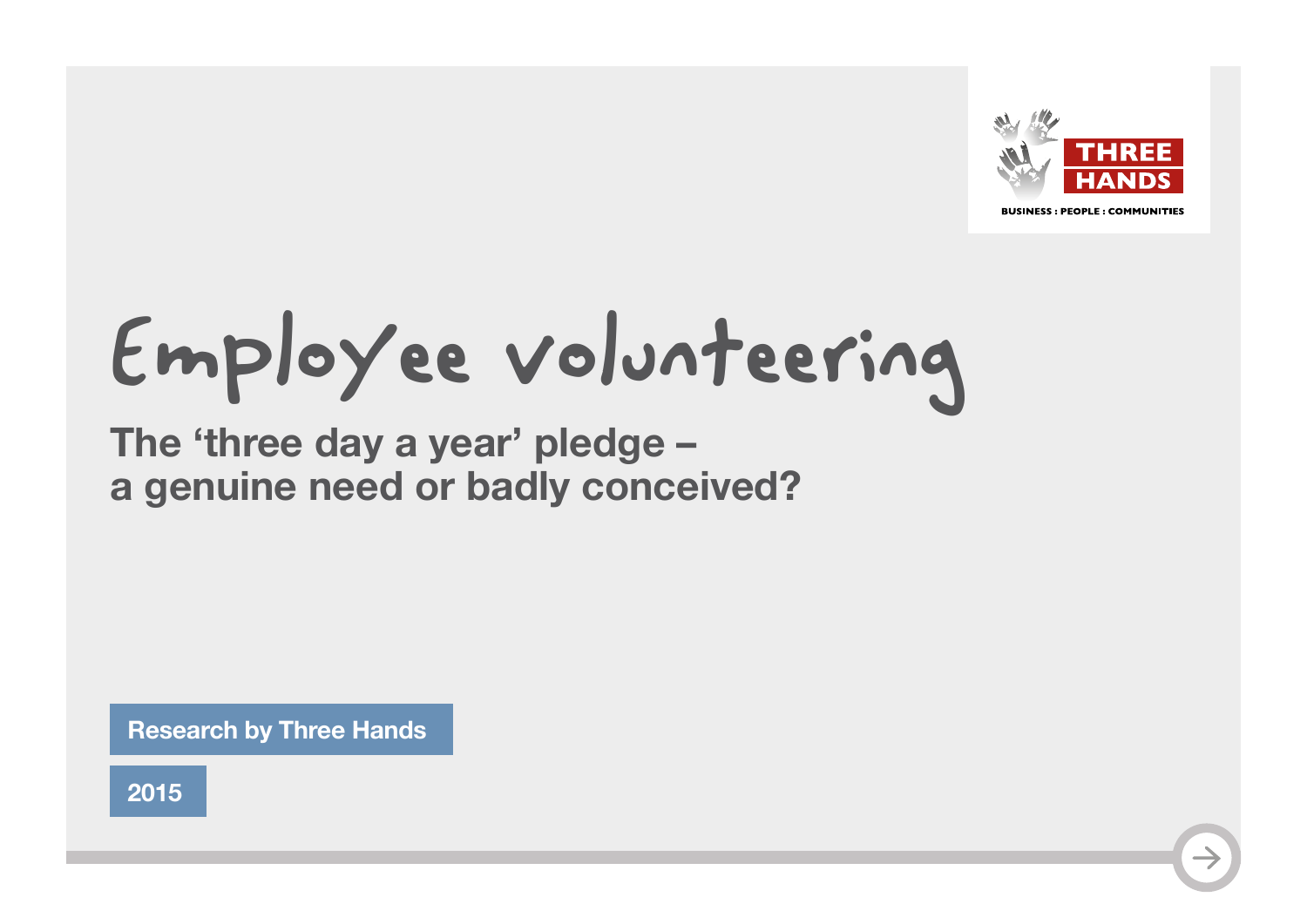THREE HANDS

BUSINESS : PEOPLE : COMMUNITIES

# Employee volunteering

## The 'three day a year' pledge – a genuine need or badly conceived?

**Research by Three Hands**

**2015**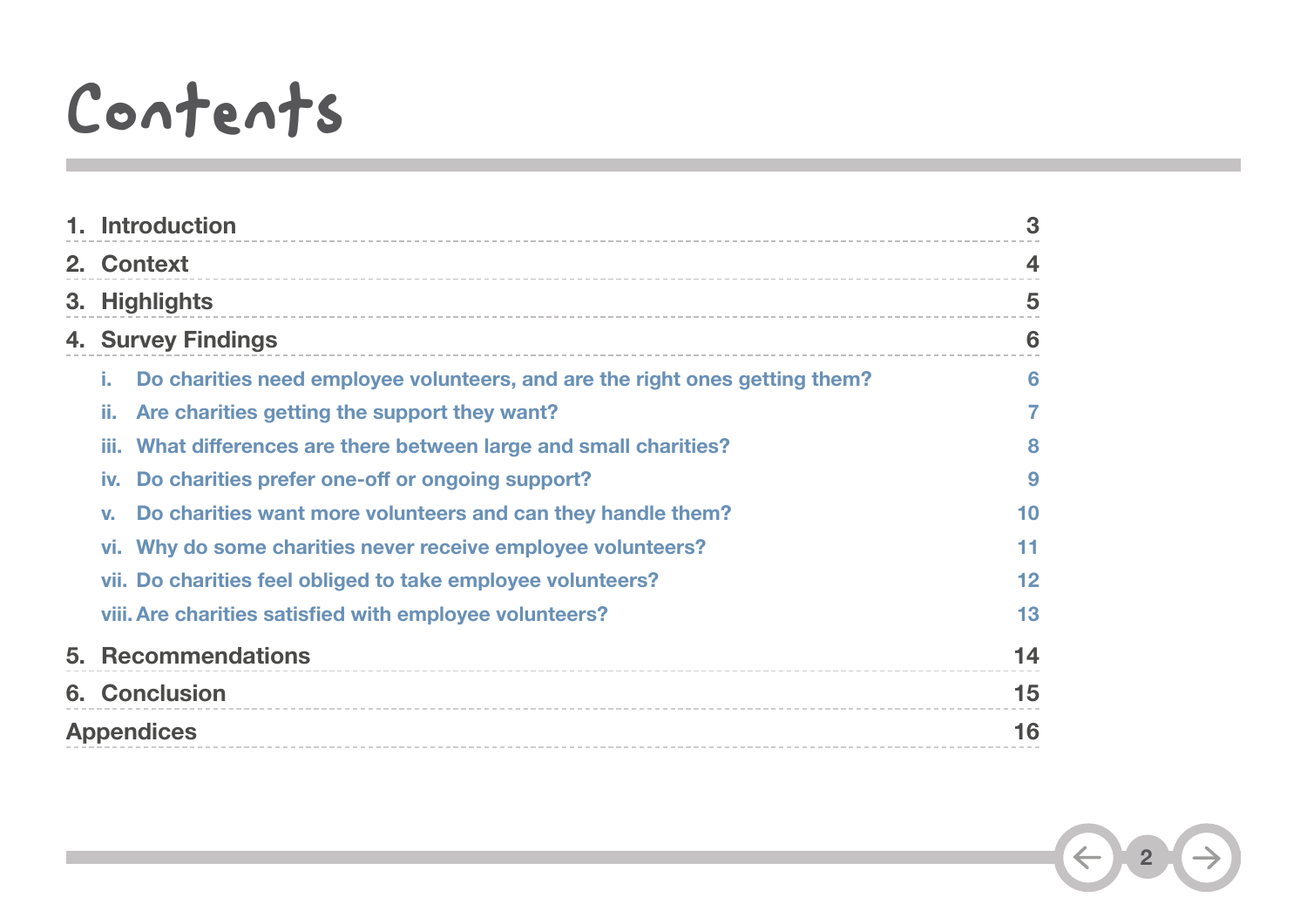# Contents

1. Introduction 3
2. Context 4
3. Highlights 5
4. Survey Findings 6
   - i. Do charities need employee volunteers, and are the right ones getting them? 6
   - ii. Are charities getting the support they want? 7
   - iii. What differences are there between large and small charities? 8
   - iv. Do charities prefer one-off or ongoing support? 9
   - v. Do charities want more volunteers and can they handle them? 10
   - vi. Why do some charities never receive employee volunteers? 11
   - vii. Do charities feel obliged to take employee volunteers? 12
   - viii. Are charities satisfied with employee volunteers? 13
5. Recommendations 14
6. Conclusion 15

Appendices 16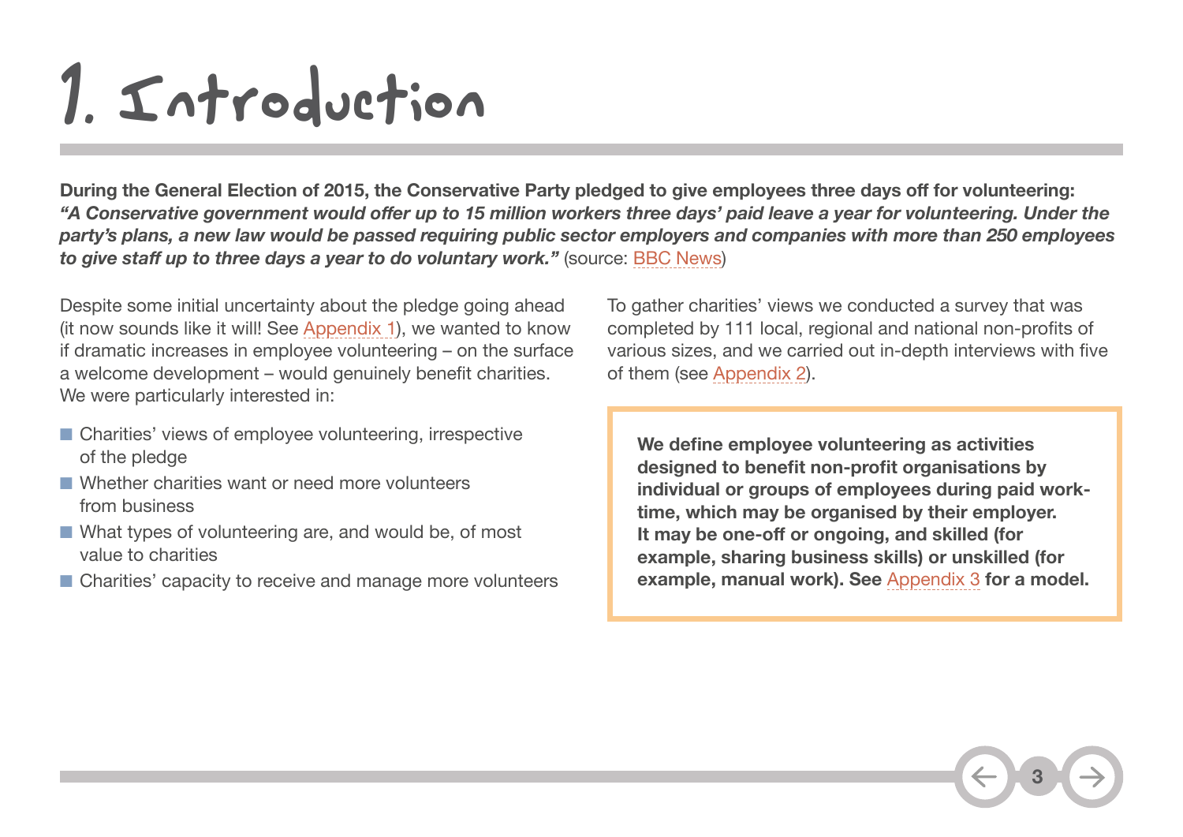# 1. Introduction

**During the General Election of 2015, the Conservative Party pledged to give employees three days off for volunteering: *"A Conservative government would offer up to 15 million workers three days' paid leave a year for volunteering. Under the party's plans, a new law would be passed requiring public sector employers and companies with more than 250 employees to give staff up to three days a year to do voluntary work."*** (source: BBC News)

Despite some initial uncertainty about the pledge going ahead (it now sounds like it will! See Appendix 1), we wanted to know if dramatic increases in employee volunteering – on the surface a welcome development – would genuinely benefit charities. We were particularly interested in:

- Charities' views of employee volunteering, irrespective of the pledge
- Whether charities want or need more volunteers from business
- What types of volunteering are, and would be, of most value to charities
- Charities' capacity to receive and manage more volunteers

To gather charities' views we conducted a survey that was completed by 111 local, regional and national non-profits of various sizes, and we carried out in-depth interviews with five of them (see Appendix 2).

**We define employee volunteering as activities designed to benefit non-profit organisations by individual or groups of employees during paid work-time, which may be organised by their employer. It may be one-off or ongoing, and skilled (for example, sharing business skills) or unskilled (for example, manual work). See Appendix 3 for a model.**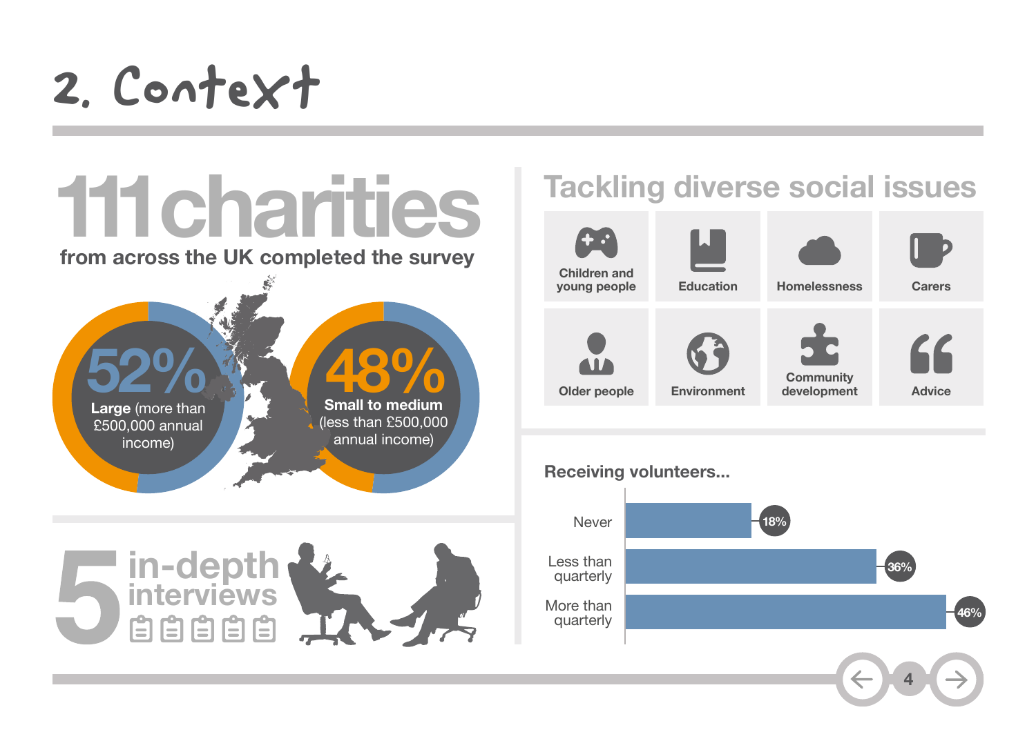# 2. Context

## 111 charities

from across the UK completed the survey

**52%** **Large** (more than £500,000 annual income)

**48%** **Small to medium** (less than £500,000 annual income)

## 5 in-depth interviews

## Tackling diverse social issues

- Children and young people
- Education
- Homelessness
- Carers
- Older people
- Environment
- Community development
- Advice

### Receiving volunteers...

| Frequency | Percentage |
|---|---|
| Never | 18% |
| Less than quarterly | 36% |
| More than quarterly | 46% |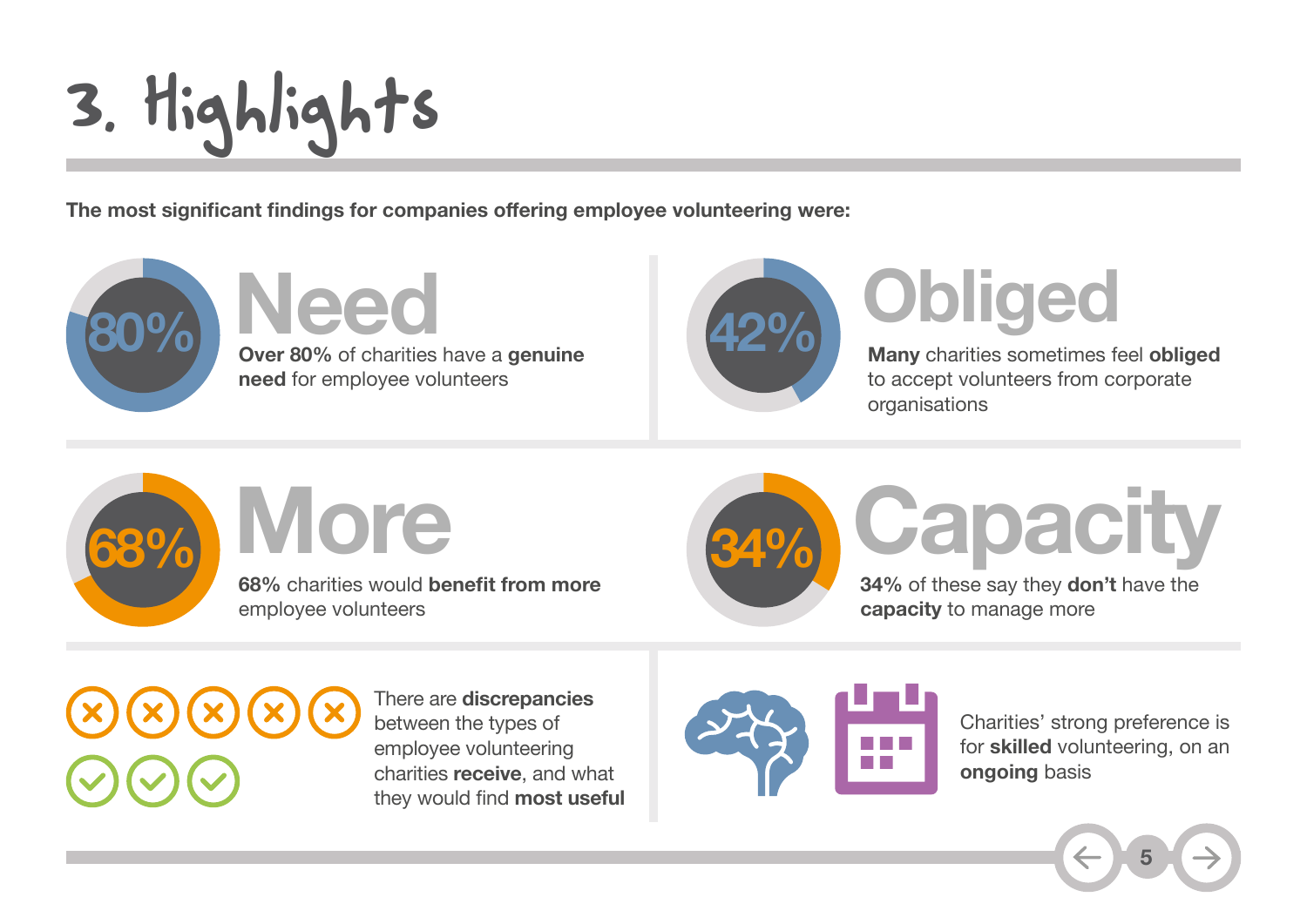# 3. Highlights

**The most significant findings for companies offering employee volunteering were:**

## 80% Need

**Over 80%** of charities have a **genuine need** for employee volunteers

## 42% Obliged

**Many** charities sometimes feel **obliged** to accept volunteers from corporate organisations

## 68% More

**68%** charities would **benefit from more** employee volunteers

## 34% Capacity

**34%** of these say they **don't** have the **capacity** to manage more

There are **discrepancies** between the types of employee volunteering charities **receive**, and what they would find **most useful**

Charities' strong preference is for **skilled** volunteering, on an **ongoing** basis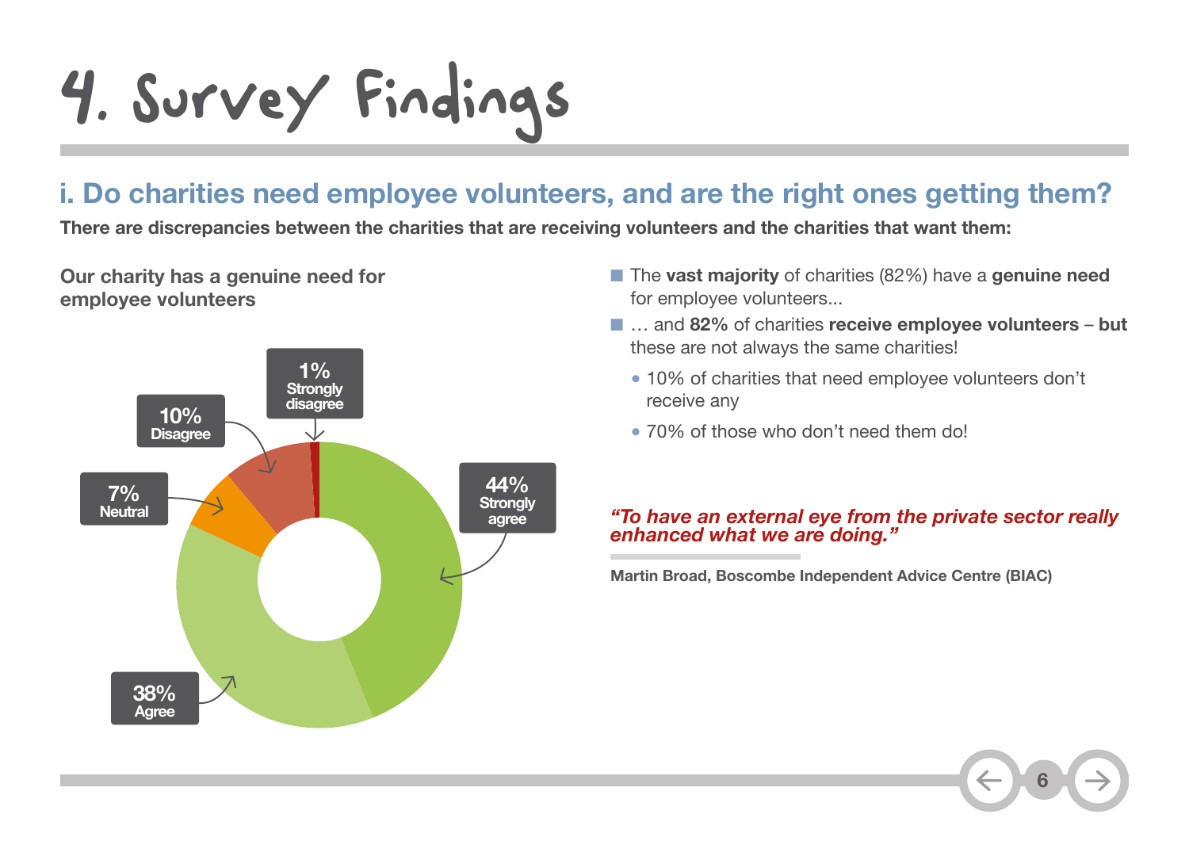# 4. Survey Findings

## i. Do charities need employee volunteers, and are the right ones getting them?

**There are discrepancies between the charities that are receiving volunteers and the charities that want them:**

**Our charity has a genuine need for employee volunteers**

| Response | Percentage |
| --- | --- |
| Strongly agree | 44% |
| Agree | 38% |
| Neutral | 7% |
| Disagree | 10% |
| Strongly disagree | 1% |

- The **vast majority** of charities (82%) have a **genuine need** for employee volunteers...
- … and **82%** of charities **receive employee volunteers** – **but** these are not always the same charities!
  - 10% of charities that need employee volunteers don't receive any
  - 70% of those who don't need them do!

***"To have an external eye from the private sector really enhanced what we are doing."***

**Martin Broad, Boscombe Independent Advice Centre (BIAC)**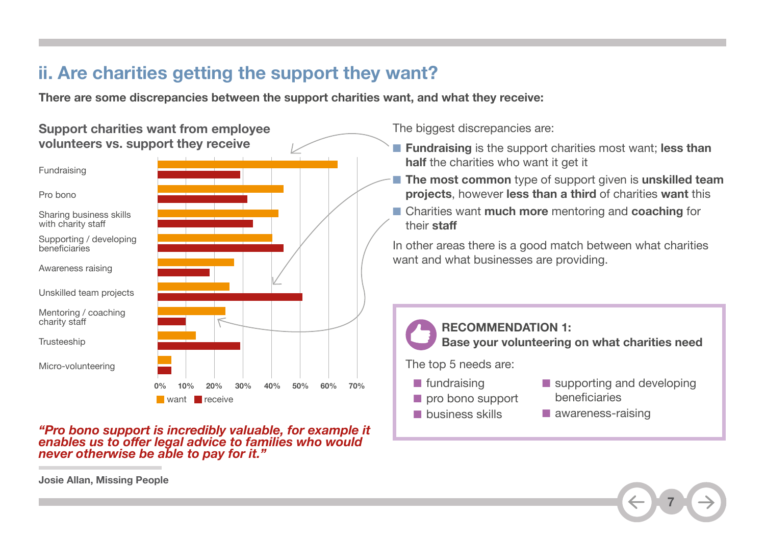## ii. Are charities getting the support they want?

**There are some discrepancies between the support charities want, and what they receive:**

### Support charities want from employee volunteers vs. support they receive

| Support type | want | receive |
|---|---|---|
| Fundraising | | |
| Pro bono | | |
| Sharing business skills with charity staff | | |
| Supporting / developing beneficiaries | | |
| Awareness raising | | |
| Unskilled team projects | | |
| Mentoring / coaching charity staff | | |
| Trusteeship | | |
| Micro-volunteering | | |

0% 10% 20% 30% 40% 50% 60% 70%

want | receive

The biggest discrepancies are:

- **Fundraising** is the support charities most want; **less than half** the charities who want it get it
- **The most common** type of support given is **unskilled team projects**, however **less than a third** of charities **want** this
- Charities want **much more** mentoring and **coaching** for their **staff**

In other areas there is a good match between what charities want and what businesses are providing.

***"Pro bono support is incredibly valuable, for example it enables us to offer legal advice to families who would never otherwise be able to pay for it."***

**Josie Allan, Missing People**

**RECOMMENDATION 1:**
**Base your volunteering on what charities need**

The top 5 needs are:

- fundraising
- pro bono support
- business skills
- supporting and developing beneficiaries
- awareness-raising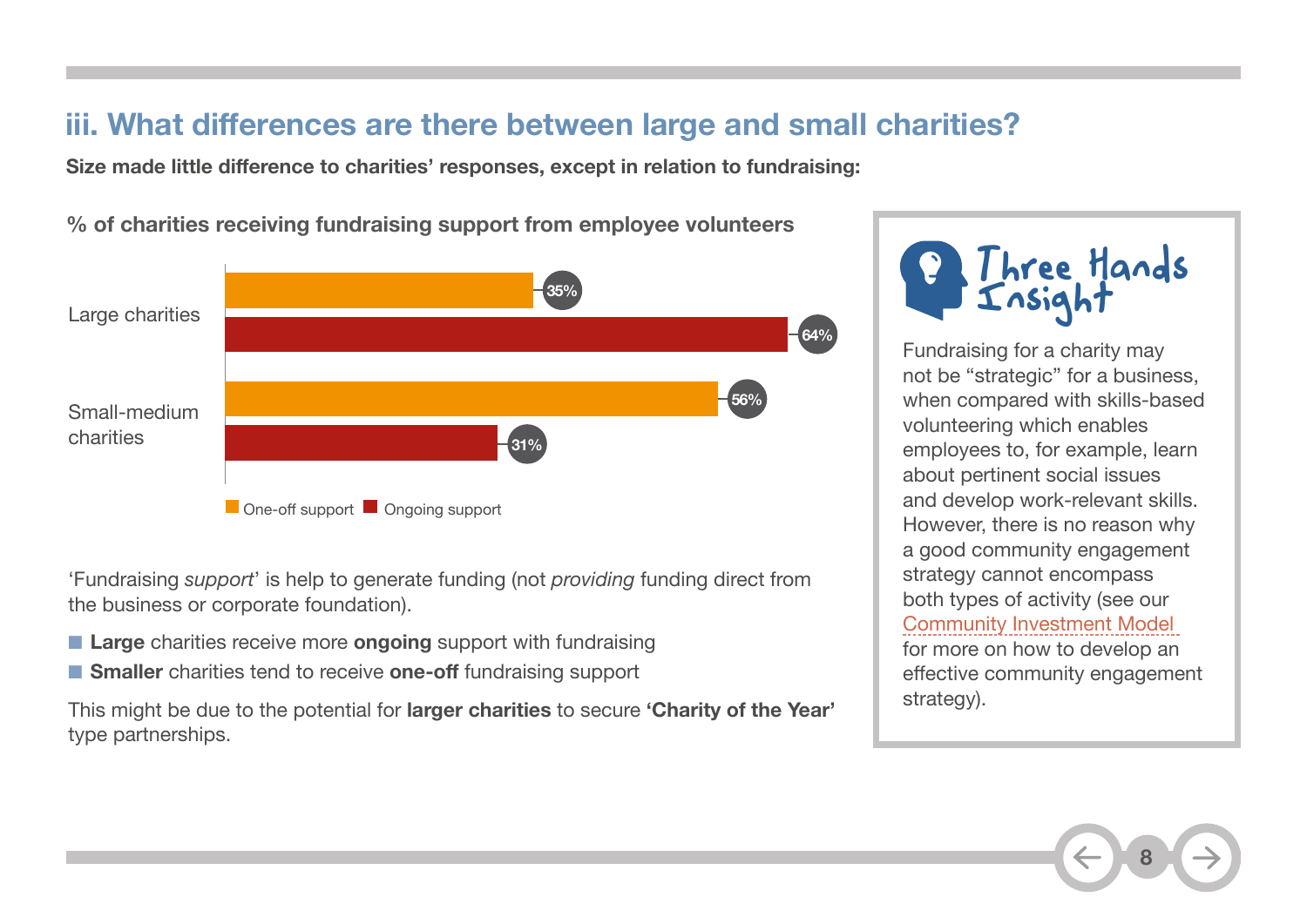## iii. What differences are there between large and small charities?

**Size made little difference to charities' responses, except in relation to fundraising:**

**% of charities receiving fundraising support from employee volunteers**

| | One-off support | Ongoing support |
|---|---|---|
| Large charities | 35% | 64% |
| Small-medium charities | 56% | 31% |

'Fundraising *support*' is help to generate funding (not *providing* funding direct from the business or corporate foundation).

- **Large** charities receive more **ongoing** support with fundraising
- **Smaller** charities tend to receive **one-off** fundraising support

This might be due to the potential for **larger charities** to secure **'Charity of the Year'** type partnerships.

### Three Hands Insight

Fundraising for a charity may not be "strategic" for a business, when compared with skills-based volunteering which enables employees to, for example, learn about pertinent social issues and develop work-relevant skills. However, there is no reason why a good community engagement strategy cannot encompass both types of activity (see our Community Investment Model for more on how to develop an effective community engagement strategy).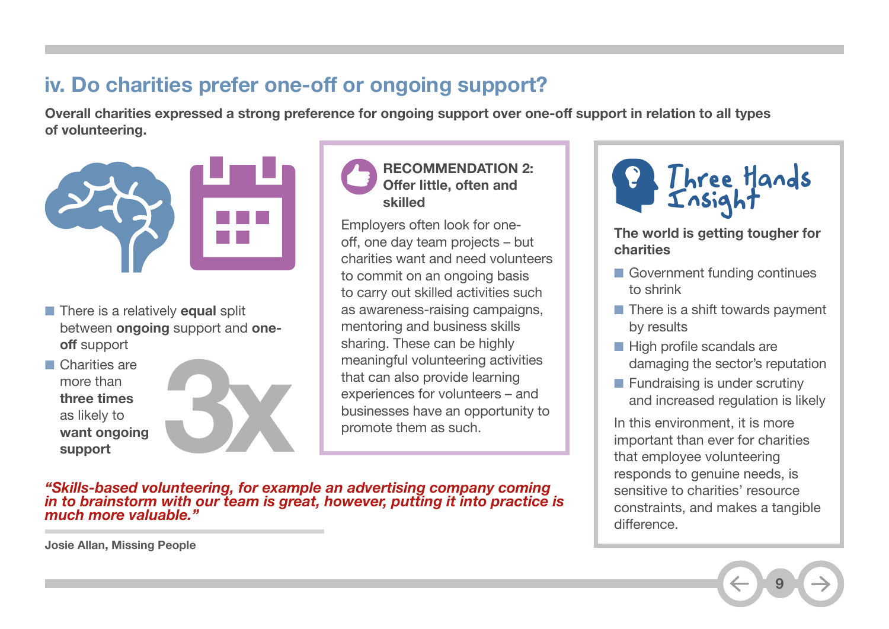## iv. Do charities prefer one-off or ongoing support?

**Overall charities expressed a strong preference for ongoing support over one-off support in relation to all types of volunteering.**

- There is a relatively **equal** split between **ongoing** support and **one-off** support
- Charities are more than **three times** as likely to **want ongoing support**

3x

**RECOMMENDATION 2: Offer little, often and skilled**

Employers often look for one-off, one day team projects – but charities want and need volunteers to commit on an ongoing basis to carry out skilled activities such as awareness-raising campaigns, mentoring and business skills sharing. These can be highly meaningful volunteering activities that can also provide learning experiences for volunteers – and businesses have an opportunity to promote them as such.

***"Skills-based volunteering, for example an advertising company coming in to brainstorm with our team is great, however, putting it into practice is much more valuable."***

**Josie Allan, Missing People**

### Three Hands Insight

**The world is getting tougher for charities**

- Government funding continues to shrink
- There is a shift towards payment by results
- High profile scandals are damaging the sector's reputation
- Fundraising is under scrutiny and increased regulation is likely

In this environment, it is more important than ever for charities that employee volunteering responds to genuine needs, is sensitive to charities' resource constraints, and makes a tangible difference.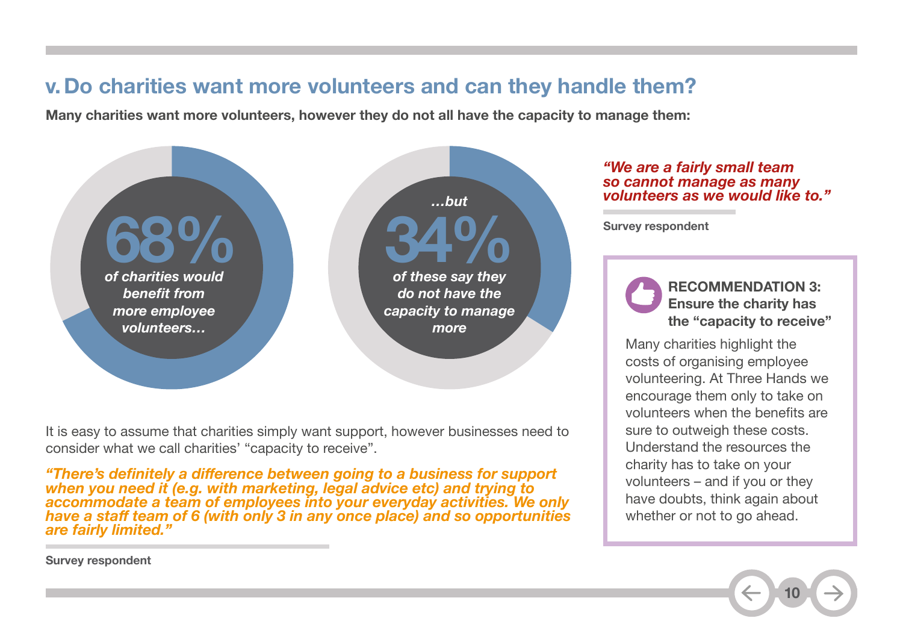## v. Do charities want more volunteers and can they handle them?

**Many charities want more volunteers, however they do not all have the capacity to manage them:**

**68%** *of charities would benefit from more employee volunteers…*

*…but* **34%** *of these say they do not have the capacity to manage more*

It is easy to assume that charities simply want support, however businesses need to consider what we call charities' "capacity to receive".

***"There's definitely a difference between going to a business for support when you need it (e.g. with marketing, legal advice etc) and trying to accommodate a team of employees into your everyday activities. We only have a staff team of 6 (with only 3 in any once place) and so opportunities are fairly limited."***

**Survey respondent**

***"We are a fairly small team so cannot manage as many volunteers as we would like to."***

**Survey respondent**

**RECOMMENDATION 3: Ensure the charity has the "capacity to receive"**

Many charities highlight the costs of organising employee volunteering. At Three Hands we encourage them only to take on volunteers when the benefits are sure to outweigh these costs. Understand the resources the charity has to take on your volunteers – and if you or they have doubts, think again about whether or not to go ahead.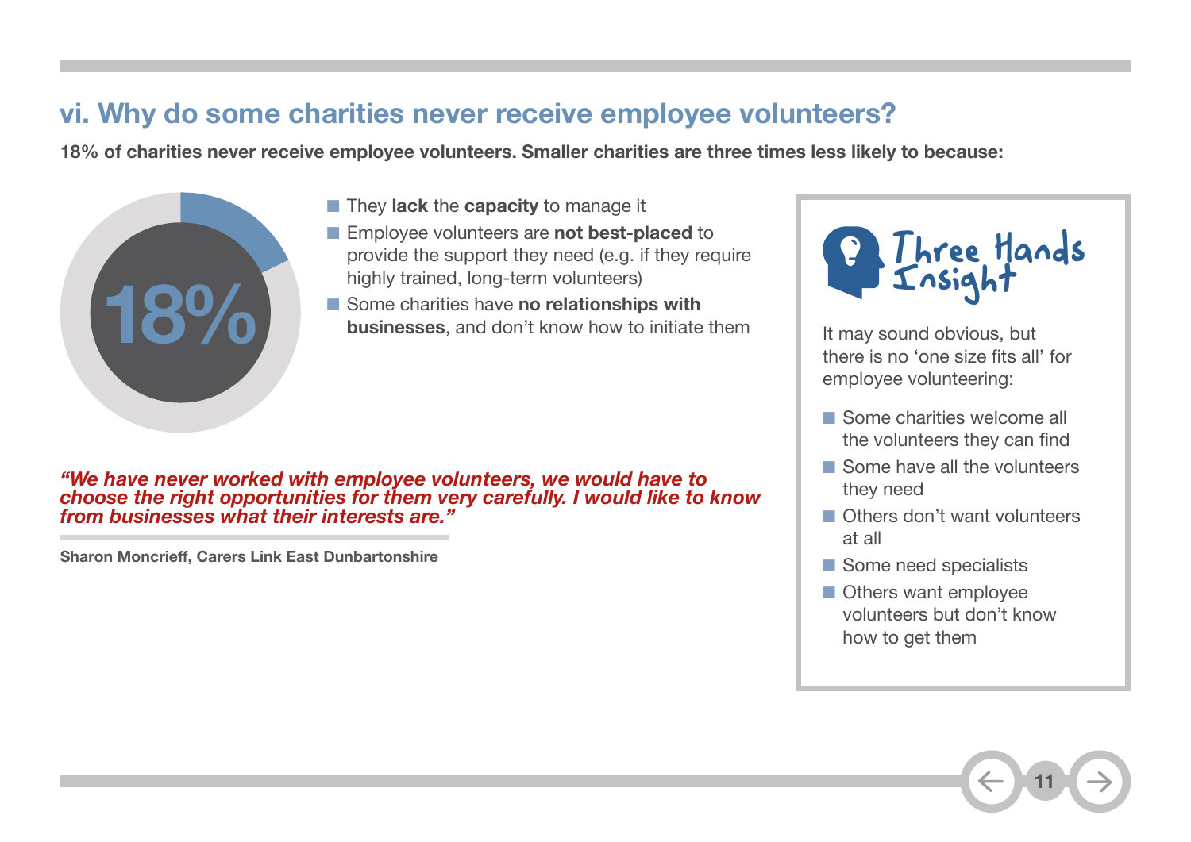## vi. Why do some charities never receive employee volunteers?

**18% of charities never receive employee volunteers. Smaller charities are three times less likely to because:**

18%

- They **lack** the **capacity** to manage it
- Employee volunteers are **not best-placed** to provide the support they need (e.g. if they require highly trained, long-term volunteers)
- Some charities have **no relationships with businesses**, and don't know how to initiate them

*"We have never worked with employee volunteers, we would have to choose the right opportunities for them very carefully. I would like to know from businesses what their interests are."*

**Sharon Moncrieff, Carers Link East Dunbartonshire**

### Three Hands Insight

It may sound obvious, but there is no 'one size fits all' for employee volunteering:

- Some charities welcome all the volunteers they can find
- Some have all the volunteers they need
- Others don't want volunteers at all
- Some need specialists
- Others want employee volunteers but don't know how to get them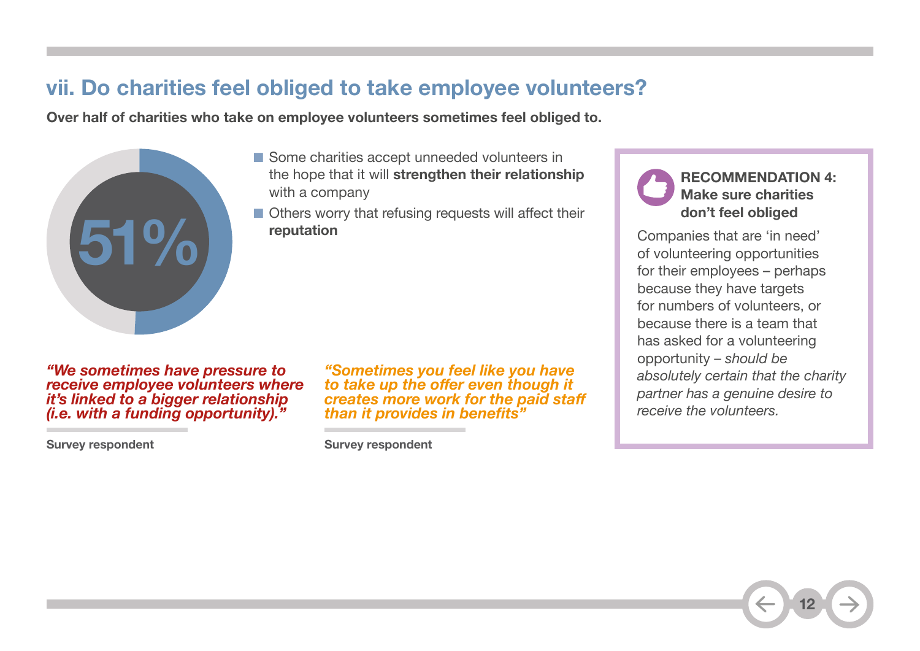## vii. Do charities feel obliged to take employee volunteers?

**Over half of charities who take on employee volunteers sometimes feel obliged to.**

51%

- Some charities accept unneeded volunteers in the hope that it will **strengthen their relationship** with a company
- Others worry that refusing requests will affect their **reputation**

***"We sometimes have pressure to receive employee volunteers where it's linked to a bigger relationship (i.e. with a funding opportunity)."***

**Survey respondent**

***"Sometimes you feel like you have to take up the offer even though it creates more work for the paid staff than it provides in benefits"***

**Survey respondent**

**RECOMMENDATION 4: Make sure charities don't feel obliged**

Companies that are 'in need' of volunteering opportunities for their employees – perhaps because they have targets for numbers of volunteers, or because there is a team that has asked for a volunteering opportunity – *should be absolutely certain that the charity partner has a genuine desire to receive the volunteers.*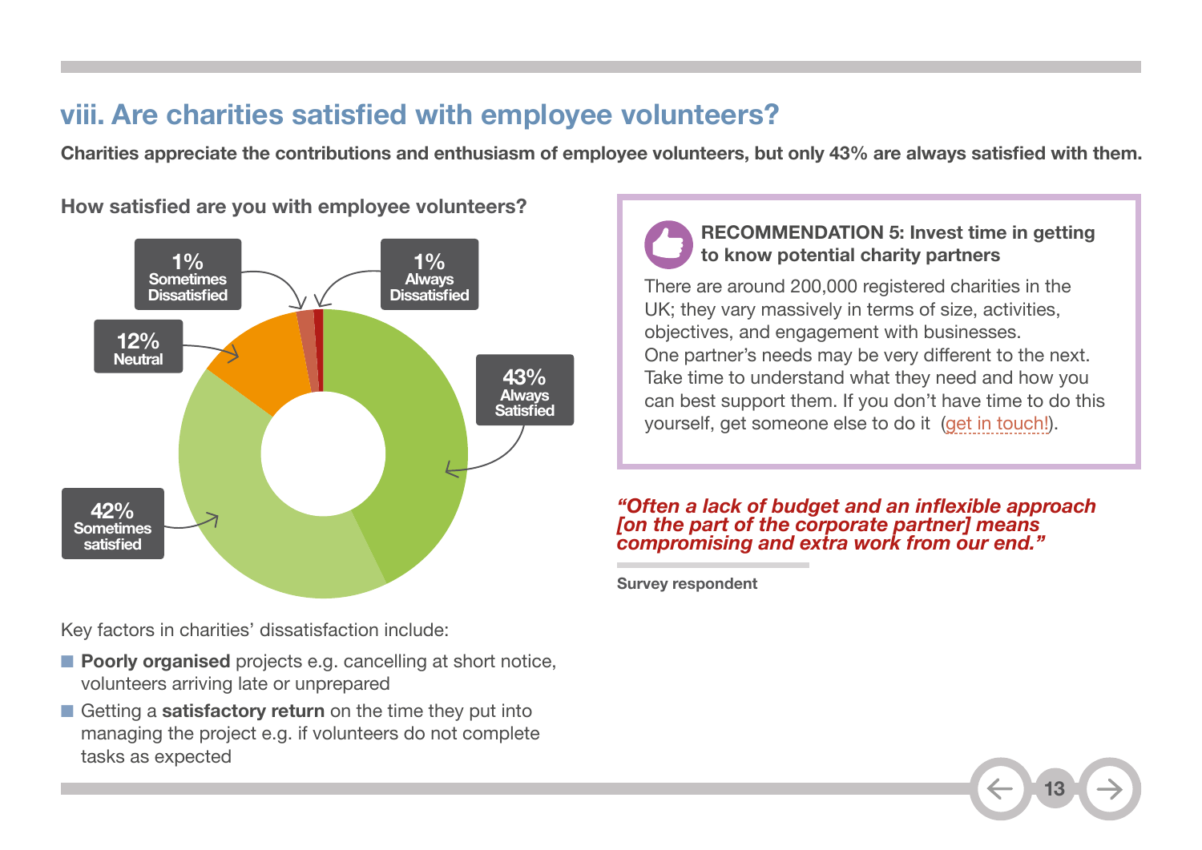## viii. Are charities satisfied with employee volunteers?

**Charities appreciate the contributions and enthusiasm of employee volunteers, but only 43% are always satisfied with them.**

**How satisfied are you with employee volunteers?**

- 43% Always Satisfied
- 42% Sometimes satisfied
- 12% Neutral
- 1% Sometimes Dissatisfied
- 1% Always Dissatisfied

Key factors in charities' dissatisfaction include:

- **Poorly organised** projects e.g. cancelling at short notice, volunteers arriving late or unprepared
- Getting a **satisfactory return** on the time they put into managing the project e.g. if volunteers do not complete tasks as expected

**RECOMMENDATION 5: Invest time in getting to know potential charity partners**

There are around 200,000 registered charities in the UK; they vary massively in terms of size, activities, objectives, and engagement with businesses. One partner's needs may be very different to the next. Take time to understand what they need and how you can best support them. If you don't have time to do this yourself, get someone else to do it (get in touch!).

*"Often a lack of budget and an inflexible approach [on the part of the corporate partner] means compromising and extra work from our end."*

**Survey respondent**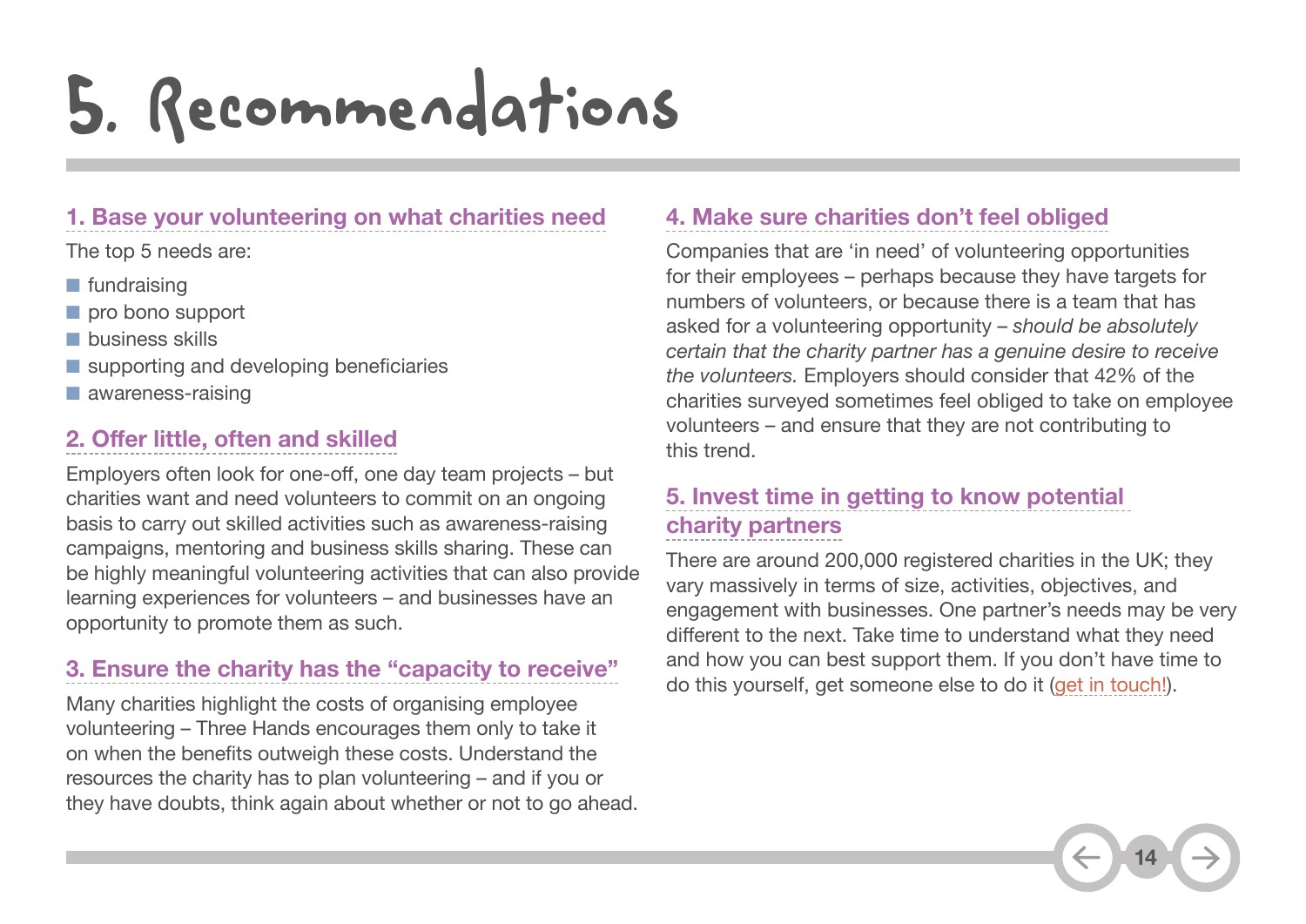# 5. Recommendations

## 1. Base your volunteering on what charities need

The top 5 needs are:

- fundraising
- pro bono support
- business skills
- supporting and developing beneficiaries
- awareness-raising

## 2. Offer little, often and skilled

Employers often look for one-off, one day team projects – but charities want and need volunteers to commit on an ongoing basis to carry out skilled activities such as awareness-raising campaigns, mentoring and business skills sharing. These can be highly meaningful volunteering activities that can also provide learning experiences for volunteers – and businesses have an opportunity to promote them as such.

## 3. Ensure the charity has the "capacity to receive"

Many charities highlight the costs of organising employee volunteering – Three Hands encourages them only to take it on when the benefits outweigh these costs. Understand the resources the charity has to plan volunteering – and if you or they have doubts, think again about whether or not to go ahead.

## 4. Make sure charities don't feel obliged

Companies that are 'in need' of volunteering opportunities for their employees – perhaps because they have targets for numbers of volunteers, or because there is a team that has asked for a volunteering opportunity – *should be absolutely certain that the charity partner has a genuine desire to receive the volunteers.* Employers should consider that 42% of the charities surveyed sometimes feel obliged to take on employee volunteers – and ensure that they are not contributing to this trend.

## 5. Invest time in getting to know potential charity partners

There are around 200,000 registered charities in the UK; they vary massively in terms of size, activities, objectives, and engagement with businesses. One partner's needs may be very different to the next. Take time to understand what they need and how you can best support them. If you don't have time to do this yourself, get someone else to do it (get in touch!).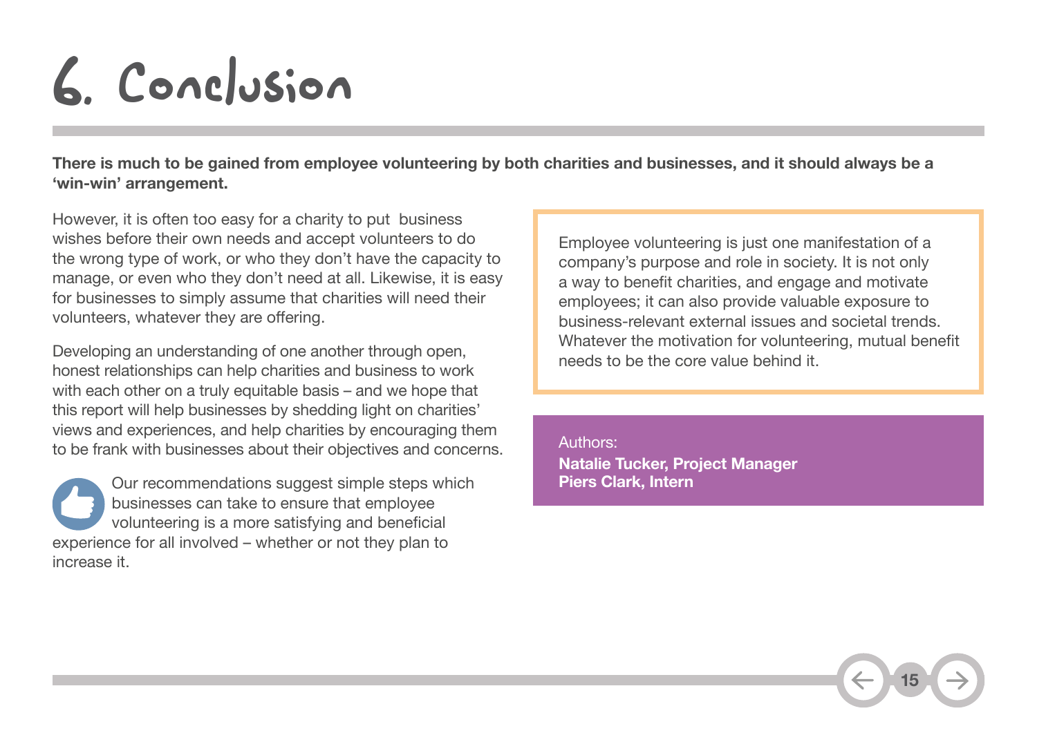# 6. Conclusion

**There is much to be gained from employee volunteering by both charities and businesses, and it should always be a 'win-win' arrangement.**

However, it is often too easy for a charity to put business wishes before their own needs and accept volunteers to do the wrong type of work, or who they don't have the capacity to manage, or even who they don't need at all. Likewise, it is easy for businesses to simply assume that charities will need their volunteers, whatever they are offering.

Developing an understanding of one another through open, honest relationships can help charities and business to work with each other on a truly equitable basis – and we hope that this report will help businesses by shedding light on charities' views and experiences, and help charities by encouraging them to be frank with businesses about their objectives and concerns.

Our recommendations suggest simple steps which businesses can take to ensure that employee volunteering is a more satisfying and beneficial experience for all involved – whether or not they plan to increase it.

Employee volunteering is just one manifestation of a company's purpose and role in society. It is not only a way to benefit charities, and engage and motivate employees; it can also provide valuable exposure to business-relevant external issues and societal trends. Whatever the motivation for volunteering, mutual benefit needs to be the core value behind it.

Authors:
**Natalie Tucker, Project Manager**
**Piers Clark, Intern**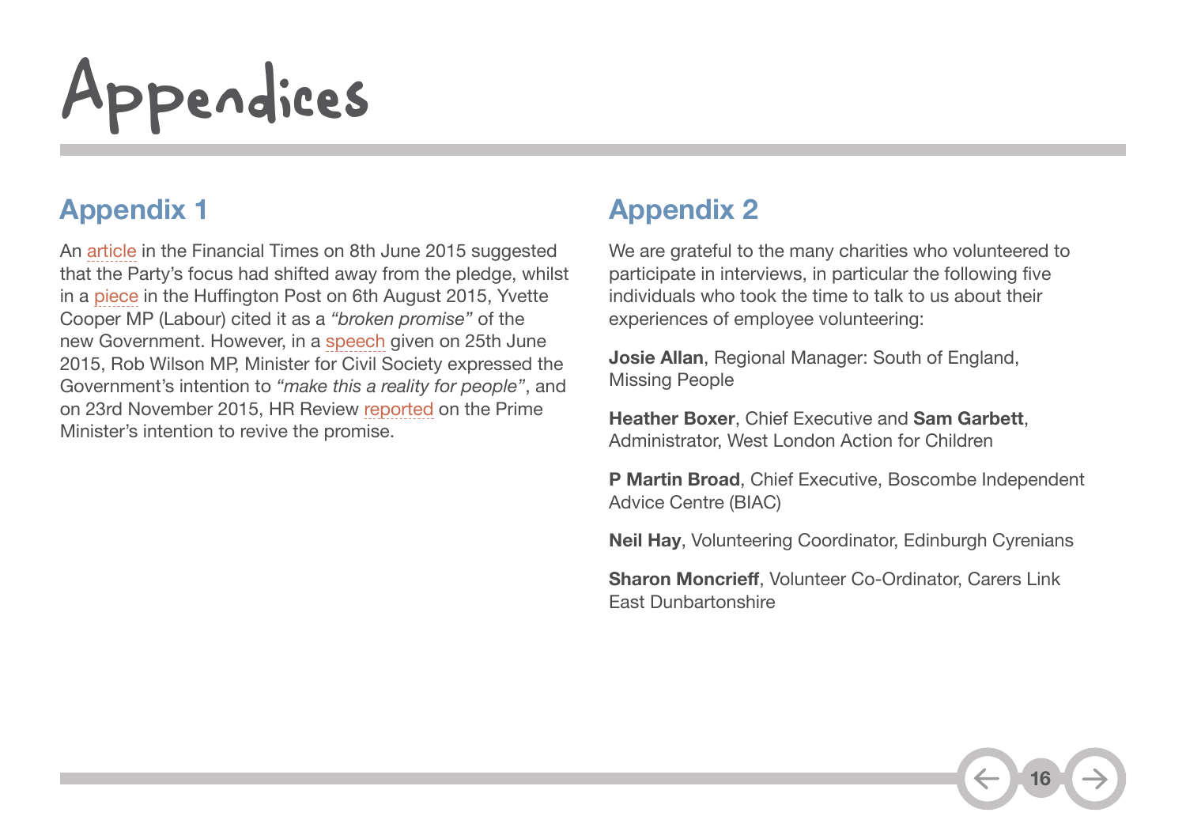# Appendices

## Appendix 1

An article in the Financial Times on 8th June 2015 suggested that the Party's focus had shifted away from the pledge, whilst in a piece in the Huffington Post on 6th August 2015, Yvette Cooper MP (Labour) cited it as a *"broken promise"* of the new Government. However, in a speech given on 25th June 2015, Rob Wilson MP, Minister for Civil Society expressed the Government's intention to *"make this a reality for people"*, and on 23rd November 2015, HR Review reported on the Prime Minister's intention to revive the promise.

## Appendix 2

We are grateful to the many charities who volunteered to participate in interviews, in particular the following five individuals who took the time to talk to us about their experiences of employee volunteering:

**Josie Allan**, Regional Manager: South of England, Missing People

**Heather Boxer**, Chief Executive and **Sam Garbett**, Administrator, West London Action for Children

**P Martin Broad**, Chief Executive, Boscombe Independent Advice Centre (BIAC)

**Neil Hay**, Volunteering Coordinator, Edinburgh Cyrenians

**Sharon Moncrieff**, Volunteer Co-Ordinator, Carers Link East Dunbartonshire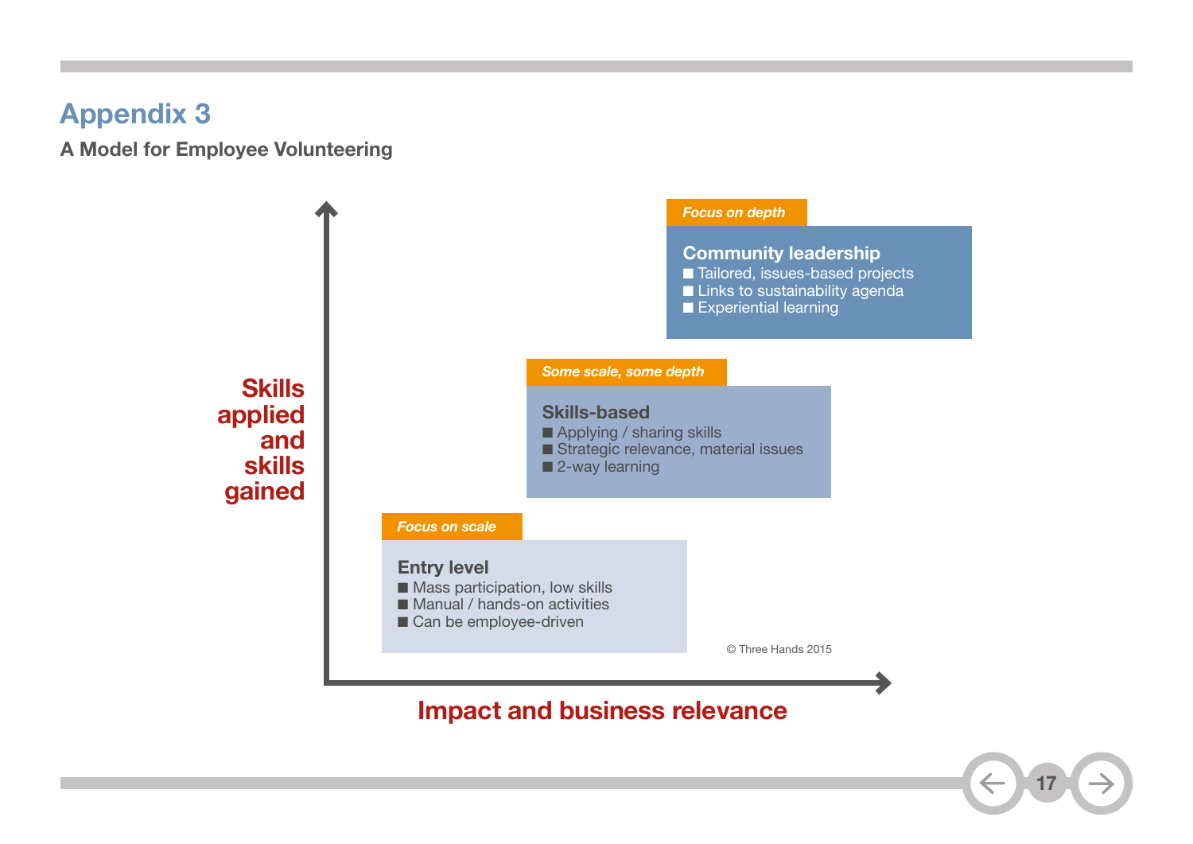# Appendix 3

**A Model for Employee Volunteering**

*Focus on depth*

**Community leadership**
- Tailored, issues-based projects
- Links to sustainability agenda
- Experiential learning

*Some scale, some depth*

**Skills-based**
- Applying / sharing skills
- Strategic relevance, material issues
- 2-way learning

*Focus on scale*

**Entry level**
- Mass participation, low skills
- Manual / hands-on activities
- Can be employee-driven

Skills applied and skills gained

Impact and business relevance

© Three Hands 2015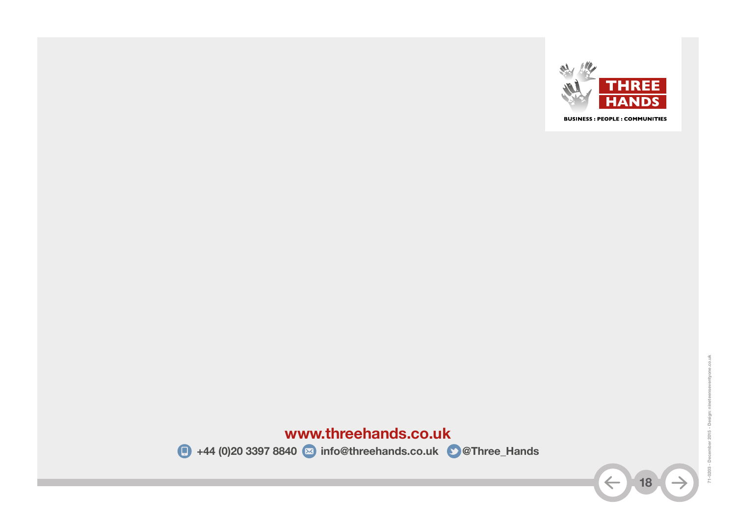THREE HANDS

BUSINESS : PEOPLE : COMMUNITIES

**www.threehands.co.uk**

**+44 (0)20 3397 8840** **info@threehands.co.uk** **@Three_Hands**

71-0203 - December 2015 - Design: nineteenseventyone.co.uk